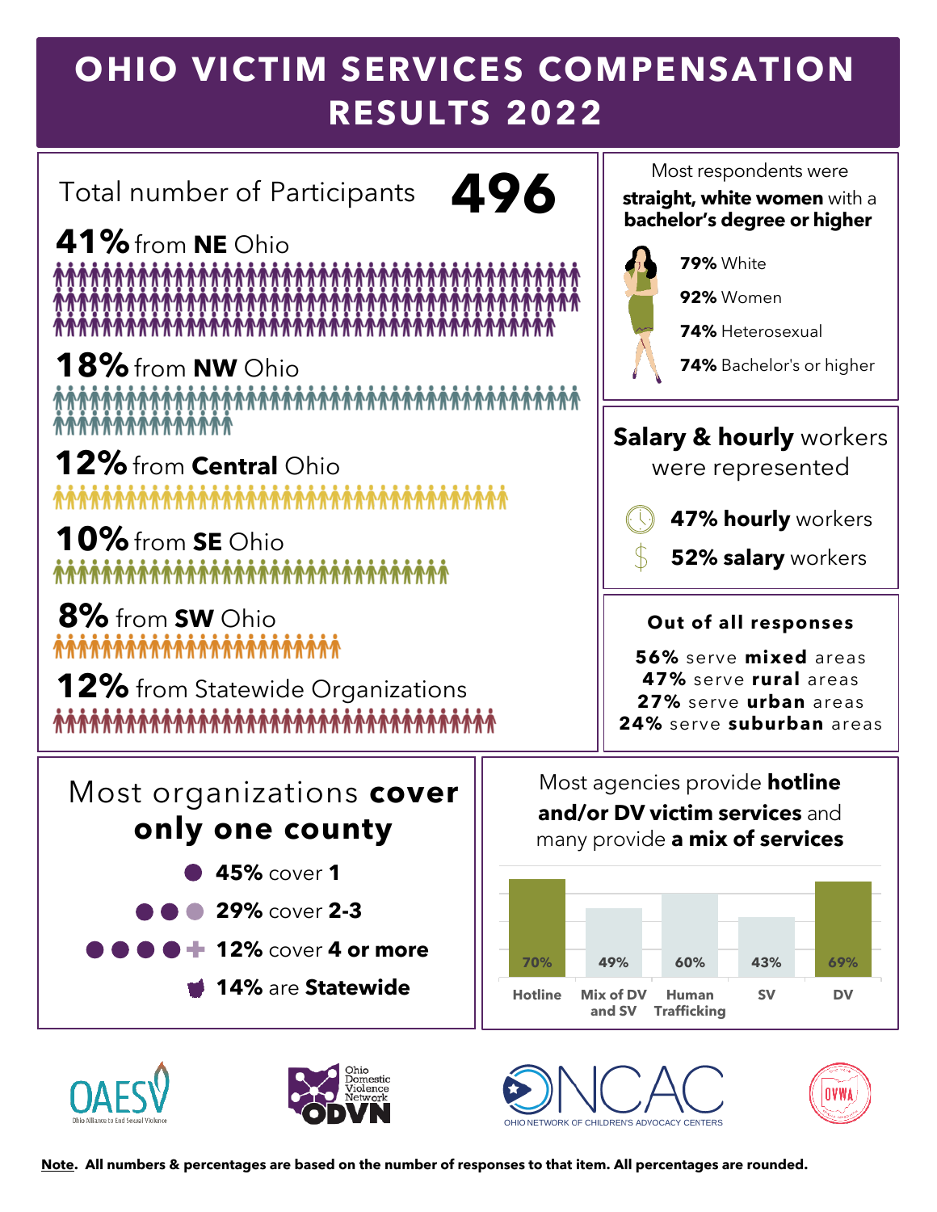# OHIO VICTIM SERVICES COMPENSATION RESULTS 2022

Total number of Participants **496**

**41%** from **NE** Ohio

**18%** from **NW** Ohio

**12%** from **Central** Ohio

**10%** from **SE** Ohio

**8%** from **SW** Ohio

**12%** from Statewide Organizations

Most respondents were **straight, white women** with a **bachelor's degree or higher**

- **79%** White
- **92%** Women
- **74%** Heterosexual
- **74%** Bachelor's or higher

**Salary & hourly** workers were represented

- **47% hourly** workers
- **52% salary** workers

**Out of all responses**

- **56%** serve **mixed** areas
- **47%** serve **rural** areas
- **27%** serve **urban** areas
- **24%** serve **suburban** areas

Most organizations **cover only one county**

- **45%** cover **1**
- **29%** cover **2-3**
- **12%** cover **4 or more**
- **14%** are **Statewide**

Most agencies provide **hotline and/or DV victim services** and many provide **a mix of services**

| Hotline | Mix of DV and SV | Human Trafficking | SV | DV |
|---|---|---|---|---|
| 70% | 49% | 60% | 43% | 69% |

OAESV Ohio Alliance to End Sexual Violence

Ohio Domestic Violence Network ODVN

ONCAC OHIO NETWORK OF CHILDREN'S ADVOCACY CENTERS

OVWA

**Note. All numbers & percentages are based on the number of responses to that item. All percentages are rounded.**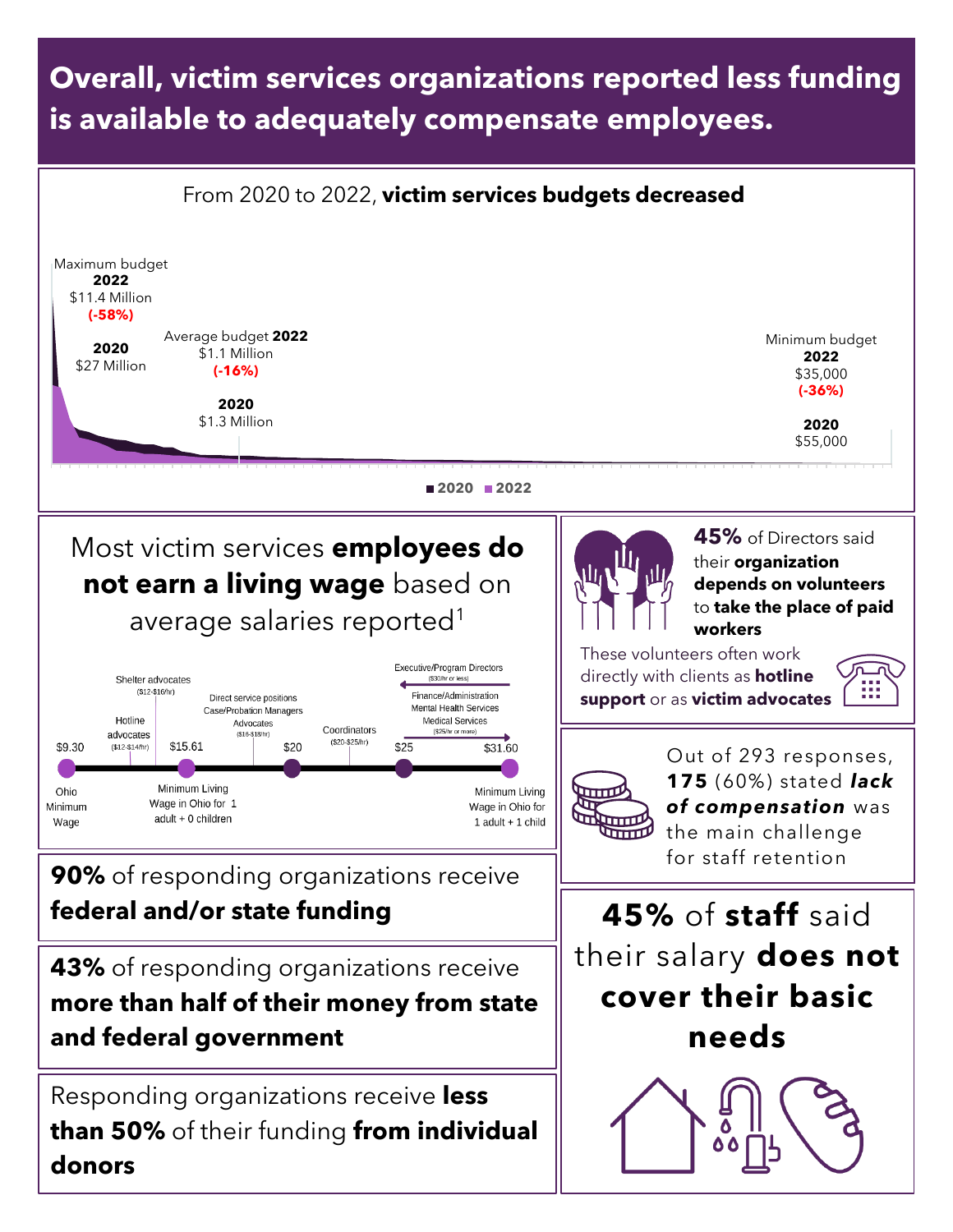# Overall, victim services organizations reported less funding is available to adequately compensate employees.

From 2020 to 2022, **victim services budgets decreased**

Maximum budget
**2022**
$11.4 Million
**(-58%)**

**2020**
$27 Million

Average budget **2022**
$1.1 Million
**(-16%)**

**2020**
$1.3 Million

Minimum budget
**2022**
$35,000
**(-36%)**

**2020**
$55,000

■ 2020 ■ 2022

## Most victim services **employees do not earn a living wage** based on average salaries reported[1]

- $9.30 — Ohio Minimum Wage
- Hotline advocates ($12-$14/hr)
- Shelter advocates ($12-$16/hr)
- $15.61 — Minimum Living Wage in Ohio for 1 adult + 0 children
- Direct service positions, Case/Probation Managers, Advocates ($16-$18/hr)
- $20
- Coordinators ($20-$25/hr)
- $25
- Executive/Program Directors ($30/hr or less)
- Finance/Administration, Mental Health Services, Medical Services ($25/hr or more)
- $31.60 — Minimum Living Wage in Ohio for 1 adult + 1 child

**45%** of Directors said their **organization depends on volunteers** to **take the place of paid workers**

These volunteers often work directly with clients as **hotline support** or as **victim advocates**

Out of 293 responses, **175** (60%) stated ***lack of compensation*** was the main challenge for staff retention

**90%** of responding organizations receive **federal and/or state funding**

**43%** of responding organizations receive **more than half of their money from state and federal government**

Responding organizations receive **less than 50%** of their funding **from individual donors**

**45%** of **staff** said their salary **does not cover their basic needs**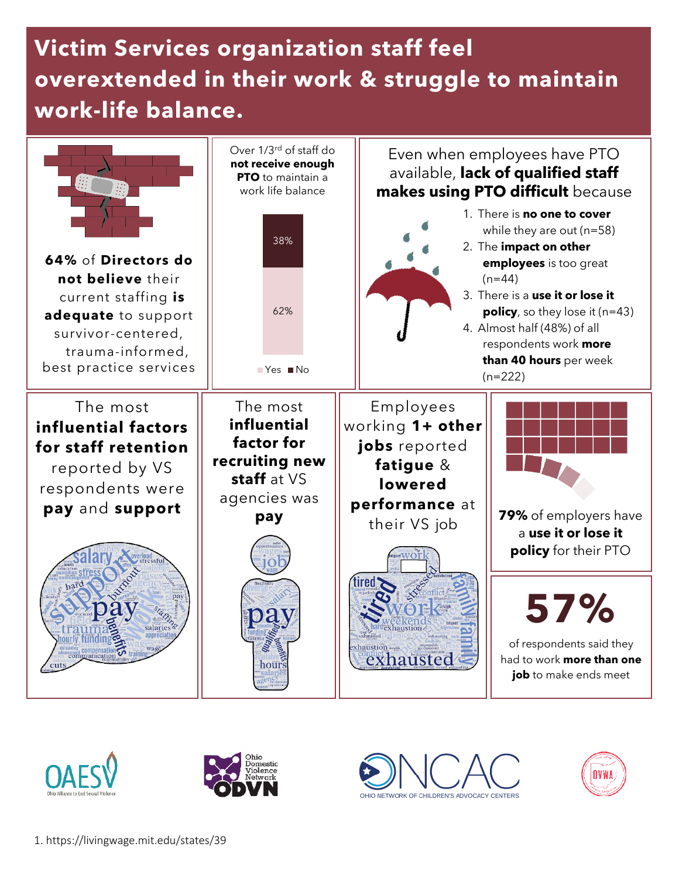# Victim Services organization staff feel overextended in their work & struggle to maintain work-life balance.

**64%** of **Directors do not believe** their current staffing **is adequate** to support survivor-centered, trauma-informed, best practice services

Over 1/3rd of staff do **not receive enough PTO** to maintain a work life balance

38%

62%

Yes No

Even when employees have PTO available, **lack of qualified staff makes using PTO difficult** because

1. There is **no one to cover** while they are out (n=58)
2. The **impact on other employees** is too great (n=44)
3. There is a **use it or lose it policy**, so they lose it (n=43)
4. Almost half (48%) of all respondents work **more than 40 hours** per week (n=222)

The most **influential factors for staff retention** reported by VS respondents were **pay** and **support**

The most **influential factor for recruiting new staff** at VS agencies was **pay**

Employees working **1+ other jobs** reported **fatigue** & **lowered performance** at their VS job

**79%** of employers have a **use it or lose it policy** for their PTO

**57%**

of respondents said they had to work **more than one job** to make ends meet

1. https://livingwage.mit.edu/states/39